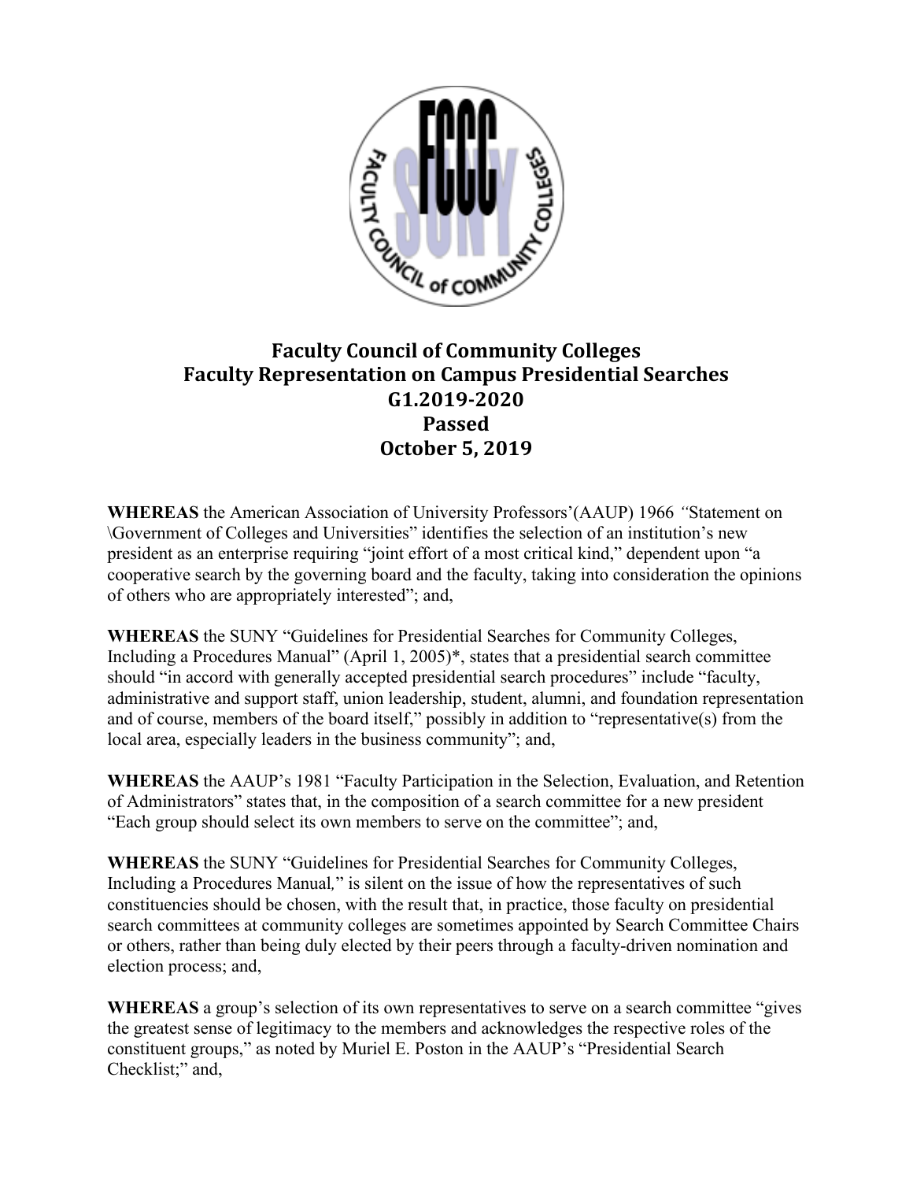# Faculty Council of Community Colleges
# Faculty Representation on Campus Presidential Searches
# G1.2019-2020
# Passed
# October 5, 2019

**WHEREAS** the American Association of University Professors'(AAUP) 1966 *"*Statement on \Government of Colleges and Universities" identifies the selection of an institution's new president as an enterprise requiring "joint effort of a most critical kind," dependent upon "a cooperative search by the governing board and the faculty, taking into consideration the opinions of others who are appropriately interested"; and,

**WHEREAS** the SUNY "Guidelines for Presidential Searches for Community Colleges, Including a Procedures Manual" (April 1, 2005)*, states that a presidential search committee should "in accord with generally accepted presidential search procedures" include "faculty, administrative and support staff, union leadership, student, alumni, and foundation representation and of course, members of the board itself," possibly in addition to "representative(s) from the local area, especially leaders in the business community"; and,

**WHEREAS** the AAUP's 1981 "Faculty Participation in the Selection, Evaluation, and Retention of Administrators" states that, in the composition of a search committee for a new president "Each group should select its own members to serve on the committee"; and,

**WHEREAS** the SUNY "Guidelines for Presidential Searches for Community Colleges, Including a Procedures Manual*,*" is silent on the issue of how the representatives of such constituencies should be chosen, with the result that, in practice, those faculty on presidential search committees at community colleges are sometimes appointed by Search Committee Chairs or others, rather than being duly elected by their peers through a faculty-driven nomination and election process; and,

**WHEREAS** a group's selection of its own representatives to serve on a search committee "gives the greatest sense of legitimacy to the members and acknowledges the respective roles of the constituent groups," as noted by Muriel E. Poston in the AAUP's "Presidential Search Checklist;" and,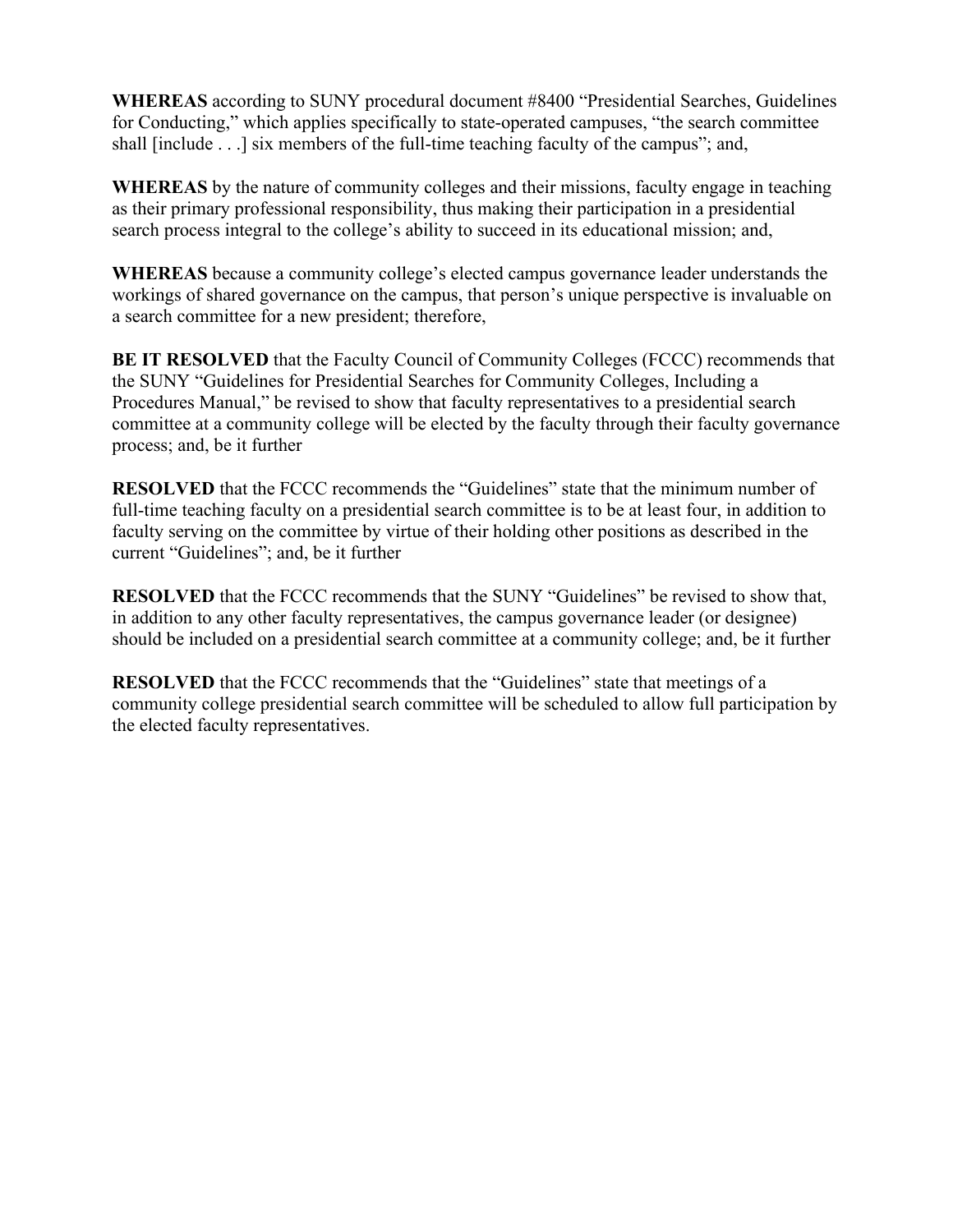**WHEREAS** according to SUNY procedural document #8400 "Presidential Searches, Guidelines for Conducting," which applies specifically to state-operated campuses, "the search committee shall [include . . .] six members of the full-time teaching faculty of the campus"; and,

**WHEREAS** by the nature of community colleges and their missions, faculty engage in teaching as their primary professional responsibility, thus making their participation in a presidential search process integral to the college's ability to succeed in its educational mission; and,

**WHEREAS** because a community college's elected campus governance leader understands the workings of shared governance on the campus, that person's unique perspective is invaluable on a search committee for a new president; therefore,

**BE IT RESOLVED** that the Faculty Council of Community Colleges (FCCC) recommends that the SUNY "Guidelines for Presidential Searches for Community Colleges, Including a Procedures Manual," be revised to show that faculty representatives to a presidential search committee at a community college will be elected by the faculty through their faculty governance process; and, be it further

**RESOLVED** that the FCCC recommends the "Guidelines" state that the minimum number of full-time teaching faculty on a presidential search committee is to be at least four, in addition to faculty serving on the committee by virtue of their holding other positions as described in the current "Guidelines"; and, be it further

**RESOLVED** that the FCCC recommends that the SUNY "Guidelines" be revised to show that, in addition to any other faculty representatives, the campus governance leader (or designee) should be included on a presidential search committee at a community college; and, be it further

**RESOLVED** that the FCCC recommends that the "Guidelines" state that meetings of a community college presidential search committee will be scheduled to allow full participation by the elected faculty representatives.